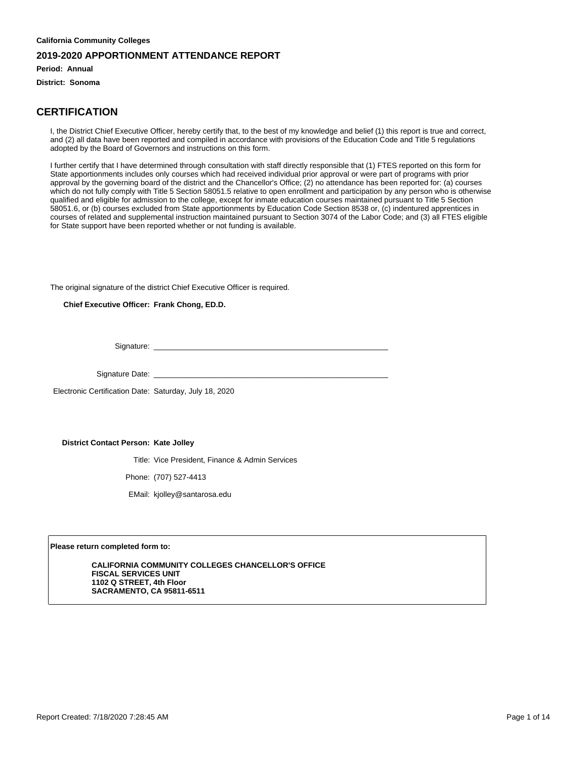**California Community Colleges**

## 2019-2020 APPORTIONMENT ATTENDANCE REPORT

**Period: Annual**

**District: Sonoma**

# CERTIFICATION

I, the District Chief Executive Officer, hereby certify that, to the best of my knowledge and belief (1) this report is true and correct, and (2) all data have been reported and compiled in accordance with provisions of the Education Code and Title 5 regulations adopted by the Board of Governors and instructions on this form.

I further certify that I have determined through consultation with staff directly responsible that (1) FTES reported on this form for State apportionments includes only courses which had received individual prior approval or were part of programs with prior approval by the governing board of the district and the Chancellor's Office; (2) no attendance has been reported for: (a) courses which do not fully comply with Title 5 Section 58051.5 relative to open enrollment and participation by any person who is otherwise qualified and eligible for admission to the college, except for inmate education courses maintained pursuant to Title 5 Section 58051.6, or (b) courses excluded from State apportionments by Education Code Section 8538 or, (c) indentured apprentices in courses of related and supplemental instruction maintained pursuant to Section 3074 of the Labor Code; and (3) all FTES eligible for State support have been reported whether or not funding is available.

The original signature of the district Chief Executive Officer is required.

**Chief Executive Officer: Frank Chong, ED.D.**

Signature: ______________________________

Signature Date: ______________________________

Electronic Certification Date: Saturday, July 18, 2020

**District Contact Person: Kate Jolley**

Title: Vice President, Finance & Admin Services

Phone: (707) 527-4413

EMail: kjolley@santarosa.edu

**Please return completed form to:**

**CALIFORNIA COMMUNITY COLLEGES CHANCELLOR'S OFFICE**
**FISCAL SERVICES UNIT**
**1102 Q STREET, 4th Floor**
**SACRAMENTO, CA 95811-6511**

Report Created: 7/18/2020 7:28:45 AM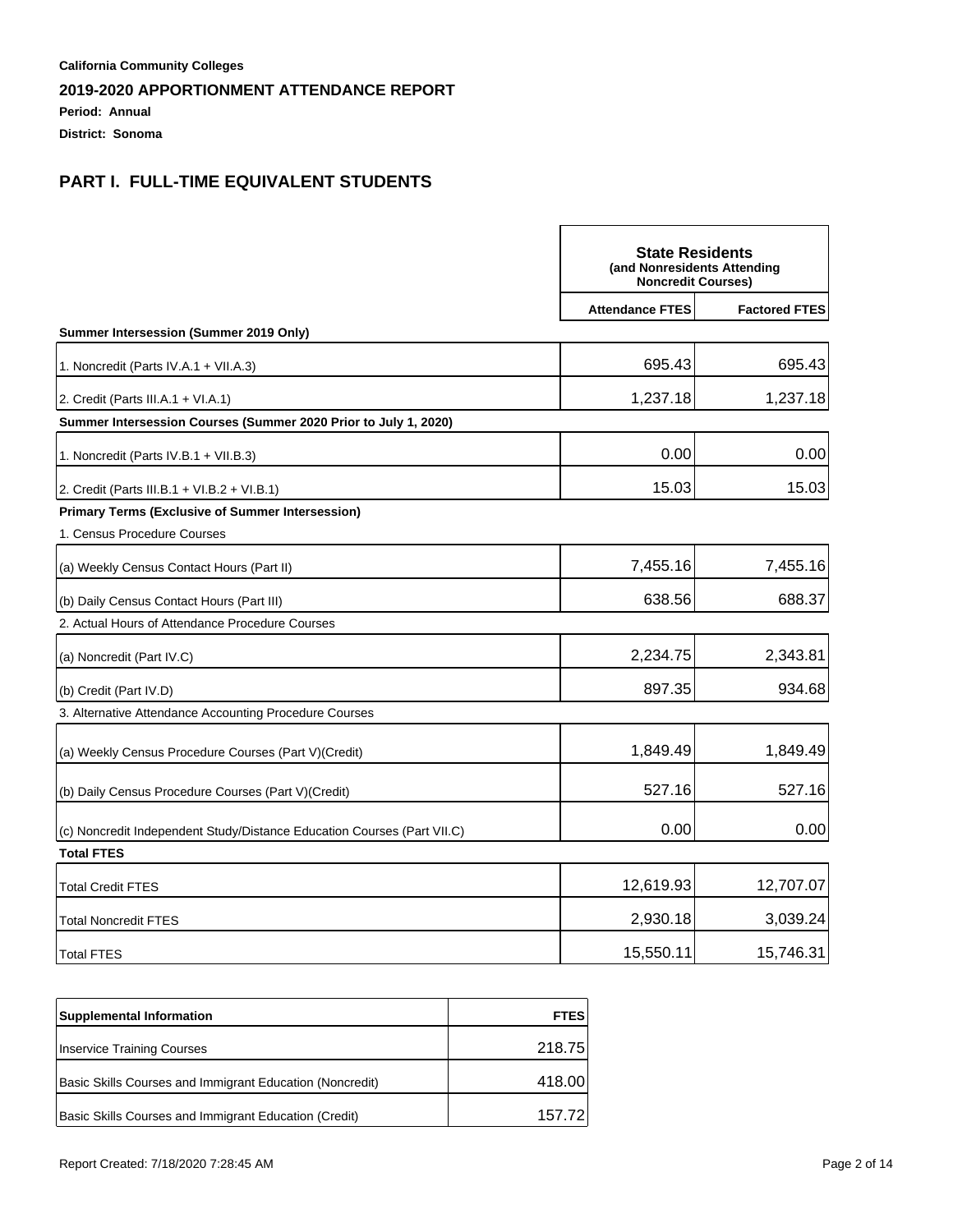**California Community Colleges**

## 2019-2020 APPORTIONMENT ATTENDANCE REPORT

**Period: Annual**

**District: Sonoma**

## PART I. FULL-TIME EQUIVALENT STUDENTS

| | State Residents (and Nonresidents Attending Noncredit Courses) | |
|---|---|---|
| | **Attendance FTES** | **Factored FTES** |
| **Summer Intersession (Summer 2019 Only)** | | |
| 1. Noncredit (Parts IV.A.1 + VII.A.3) | 695.43 | 695.43 |
| 2. Credit (Parts III.A.1 + VI.A.1) | 1,237.18 | 1,237.18 |
| **Summer Intersession Courses (Summer 2020 Prior to July 1, 2020)** | | |
| 1. Noncredit (Parts IV.B.1 + VII.B.3) | 0.00 | 0.00 |
| 2. Credit (Parts III.B.1 + VI.B.2 + VI.B.1) | 15.03 | 15.03 |
| **Primary Terms (Exclusive of Summer Intersession)** | | |
| 1. Census Procedure Courses | | |
| (a) Weekly Census Contact Hours (Part II) | 7,455.16 | 7,455.16 |
| (b) Daily Census Contact Hours (Part III) | 638.56 | 688.37 |
| 2. Actual Hours of Attendance Procedure Courses | | |
| (a) Noncredit (Part IV.C) | 2,234.75 | 2,343.81 |
| (b) Credit (Part IV.D) | 897.35 | 934.68 |
| 3. Alternative Attendance Accounting Procedure Courses | | |
| (a) Weekly Census Procedure Courses (Part V)(Credit) | 1,849.49 | 1,849.49 |
| (b) Daily Census Procedure Courses (Part V)(Credit) | 527.16 | 527.16 |
| (c) Noncredit Independent Study/Distance Education Courses (Part VII.C) | 0.00 | 0.00 |
| **Total FTES** | | |
| Total Credit FTES | 12,619.93 | 12,707.07 |
| Total Noncredit FTES | 2,930.18 | 3,039.24 |
| Total FTES | 15,550.11 | 15,746.31 |

| Supplemental Information | FTES |
|---|---|
| Inservice Training Courses | 218.75 |
| Basic Skills Courses and Immigrant Education (Noncredit) | 418.00 |
| Basic Skills Courses and Immigrant Education (Credit) | 157.72 |

Report Created: 7/18/2020 7:28:45 AM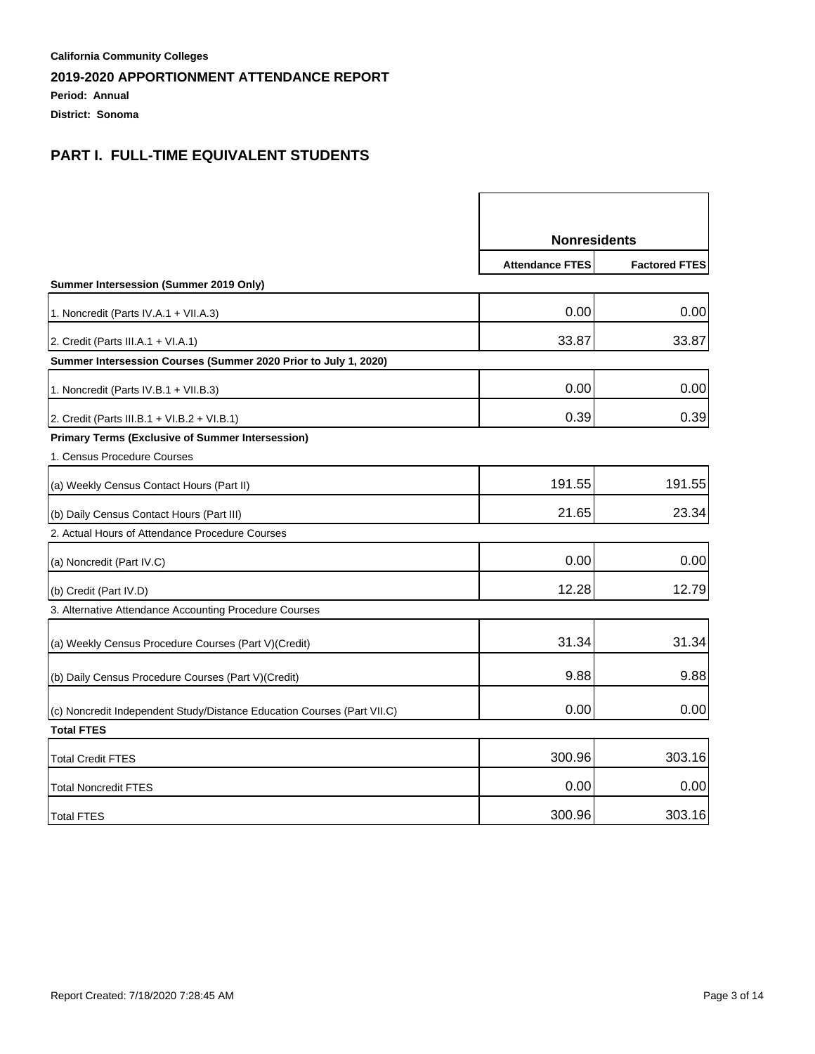**California Community Colleges**

**2019-2020 APPORTIONMENT ATTENDANCE REPORT**

**Period: Annual**

**District: Sonoma**

## PART I. FULL-TIME EQUIVALENT STUDENTS

| | Nonresidents | |
|---|---|---|
| | **Attendance FTES** | **Factored FTES** |
| **Summer Intersession (Summer 2019 Only)** | | |
| 1. Noncredit (Parts IV.A.1 + VII.A.3) | 0.00 | 0.00 |
| 2. Credit (Parts III.A.1 + VI.A.1) | 33.87 | 33.87 |
| **Summer Intersession Courses (Summer 2020 Prior to July 1, 2020)** | | |
| 1. Noncredit (Parts IV.B.1 + VII.B.3) | 0.00 | 0.00 |
| 2. Credit (Parts III.B.1 + VI.B.2 + VI.B.1) | 0.39 | 0.39 |
| **Primary Terms (Exclusive of Summer Intersession)** | | |
| 1. Census Procedure Courses | | |
| (a) Weekly Census Contact Hours (Part II) | 191.55 | 191.55 |
| (b) Daily Census Contact Hours (Part III) | 21.65 | 23.34 |
| 2. Actual Hours of Attendance Procedure Courses | | |
| (a) Noncredit (Part IV.C) | 0.00 | 0.00 |
| (b) Credit (Part IV.D) | 12.28 | 12.79 |
| 3. Alternative Attendance Accounting Procedure Courses | | |
| (a) Weekly Census Procedure Courses (Part V)(Credit) | 31.34 | 31.34 |
| (b) Daily Census Procedure Courses (Part V)(Credit) | 9.88 | 9.88 |
| (c) Noncredit Independent Study/Distance Education Courses (Part VII.C) | 0.00 | 0.00 |
| **Total FTES** | | |
| Total Credit FTES | 300.96 | 303.16 |
| Total Noncredit FTES | 0.00 | 0.00 |
| Total FTES | 300.96 | 303.16 |

Report Created: 7/18/2020 7:28:45 AM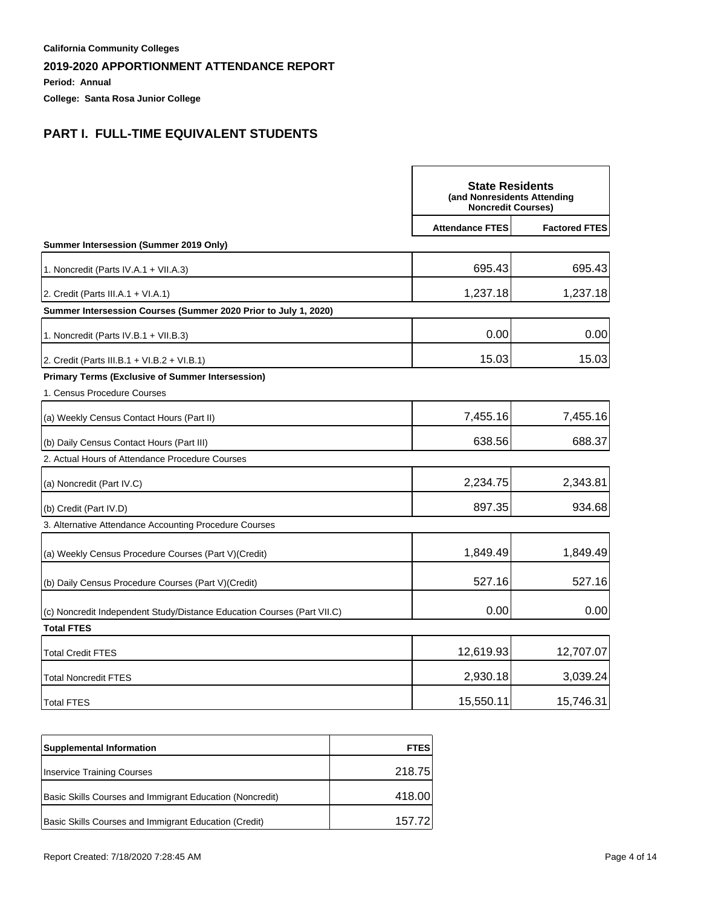**California Community Colleges**

## 2019-2020 APPORTIONMENT ATTENDANCE REPORT

**Period: Annual**

**College: Santa Rosa Junior College**

# PART I. FULL-TIME EQUIVALENT STUDENTS

| | State Residents (and Nonresidents Attending Noncredit Courses) | |
|---|---|---|
| | **Attendance FTES** | **Factored FTES** |
| **Summer Intersession (Summer 2019 Only)** | | |
| 1. Noncredit (Parts IV.A.1 + VII.A.3) | 695.43 | 695.43 |
| 2. Credit (Parts III.A.1 + VI.A.1) | 1,237.18 | 1,237.18 |
| **Summer Intersession Courses (Summer 2020 Prior to July 1, 2020)** | | |
| 1. Noncredit (Parts IV.B.1 + VII.B.3) | 0.00 | 0.00 |
| 2. Credit (Parts III.B.1 + VI.B.2 + VI.B.1) | 15.03 | 15.03 |
| **Primary Terms (Exclusive of Summer Intersession)** | | |
| 1. Census Procedure Courses | | |
| (a) Weekly Census Contact Hours (Part II) | 7,455.16 | 7,455.16 |
| (b) Daily Census Contact Hours (Part III) | 638.56 | 688.37 |
| 2. Actual Hours of Attendance Procedure Courses | | |
| (a) Noncredit (Part IV.C) | 2,234.75 | 2,343.81 |
| (b) Credit (Part IV.D) | 897.35 | 934.68 |
| 3. Alternative Attendance Accounting Procedure Courses | | |
| (a) Weekly Census Procedure Courses (Part V)(Credit) | 1,849.49 | 1,849.49 |
| (b) Daily Census Procedure Courses (Part V)(Credit) | 527.16 | 527.16 |
| (c) Noncredit Independent Study/Distance Education Courses (Part VII.C) | 0.00 | 0.00 |
| **Total FTES** | | |
| Total Credit FTES | 12,619.93 | 12,707.07 |
| Total Noncredit FTES | 2,930.18 | 3,039.24 |
| Total FTES | 15,550.11 | 15,746.31 |

| Supplemental Information | FTES |
|---|---|
| Inservice Training Courses | 218.75 |
| Basic Skills Courses and Immigrant Education (Noncredit) | 418.00 |
| Basic Skills Courses and Immigrant Education (Credit) | 157.72 |

Report Created: 7/18/2020 7:28:45 AM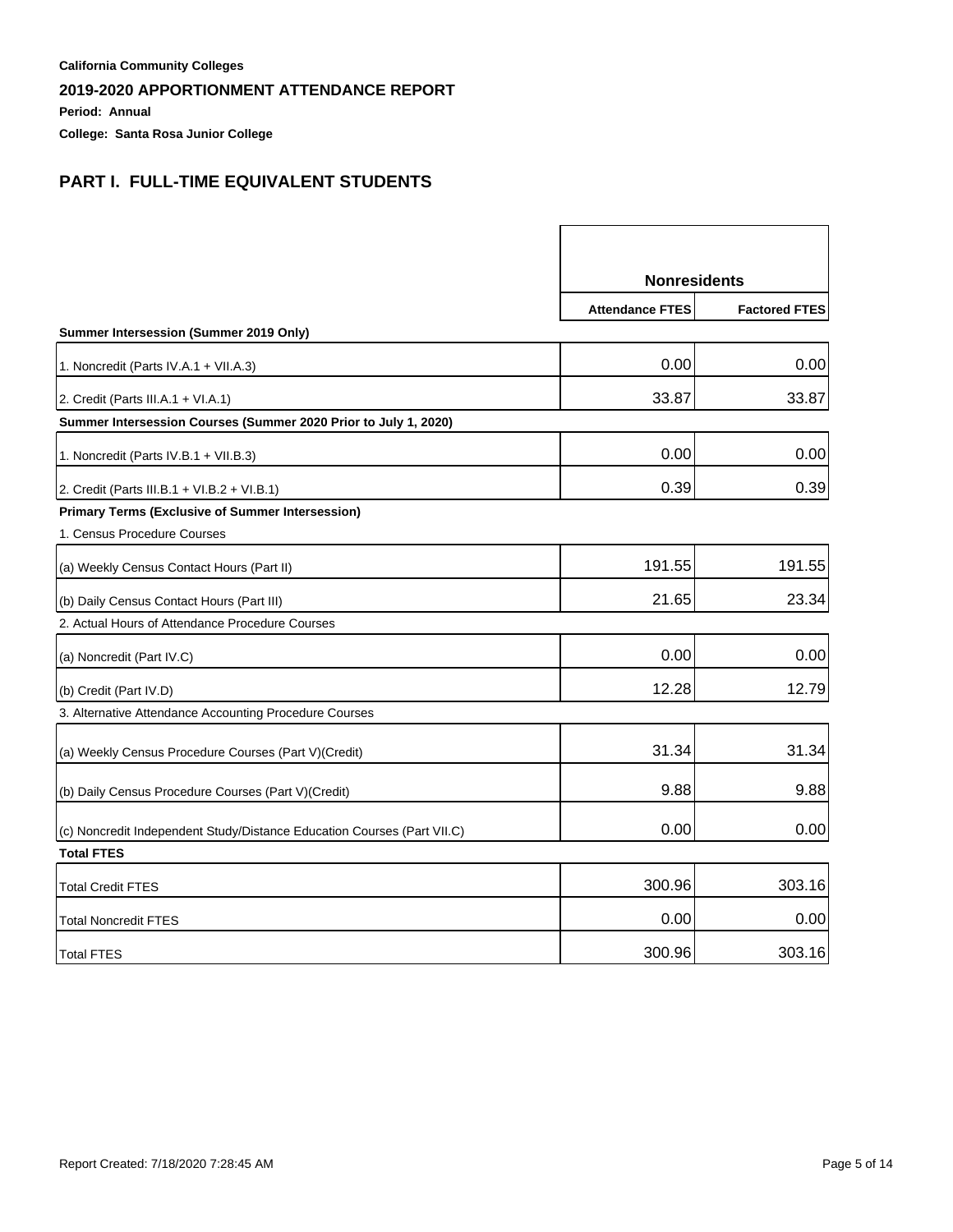**California Community Colleges**

**2019-2020 APPORTIONMENT ATTENDANCE REPORT**

**Period: Annual**

**College: Santa Rosa Junior College**

## PART I. FULL-TIME EQUIVALENT STUDENTS

| | Nonresidents | |
|---|---|---|
| | **Attendance FTES** | **Factored FTES** |
| **Summer Intersession (Summer 2019 Only)** | | |
| 1. Noncredit (Parts IV.A.1 + VII.A.3) | 0.00 | 0.00 |
| 2. Credit (Parts III.A.1 + VI.A.1) | 33.87 | 33.87 |
| **Summer Intersession Courses (Summer 2020 Prior to July 1, 2020)** | | |
| 1. Noncredit (Parts IV.B.1 + VII.B.3) | 0.00 | 0.00 |
| 2. Credit (Parts III.B.1 + VI.B.2 + VI.B.1) | 0.39 | 0.39 |
| **Primary Terms (Exclusive of Summer Intersession)** | | |
| 1. Census Procedure Courses | | |
| (a) Weekly Census Contact Hours (Part II) | 191.55 | 191.55 |
| (b) Daily Census Contact Hours (Part III) | 21.65 | 23.34 |
| 2. Actual Hours of Attendance Procedure Courses | | |
| (a) Noncredit (Part IV.C) | 0.00 | 0.00 |
| (b) Credit (Part IV.D) | 12.28 | 12.79 |
| 3. Alternative Attendance Accounting Procedure Courses | | |
| (a) Weekly Census Procedure Courses (Part V)(Credit) | 31.34 | 31.34 |
| (b) Daily Census Procedure Courses (Part V)(Credit) | 9.88 | 9.88 |
| (c) Noncredit Independent Study/Distance Education Courses (Part VII.C) | 0.00 | 0.00 |
| **Total FTES** | | |
| Total Credit FTES | 300.96 | 303.16 |
| Total Noncredit FTES | 0.00 | 0.00 |
| Total FTES | 300.96 | 303.16 |

Report Created: 7/18/2020 7:28:45 AM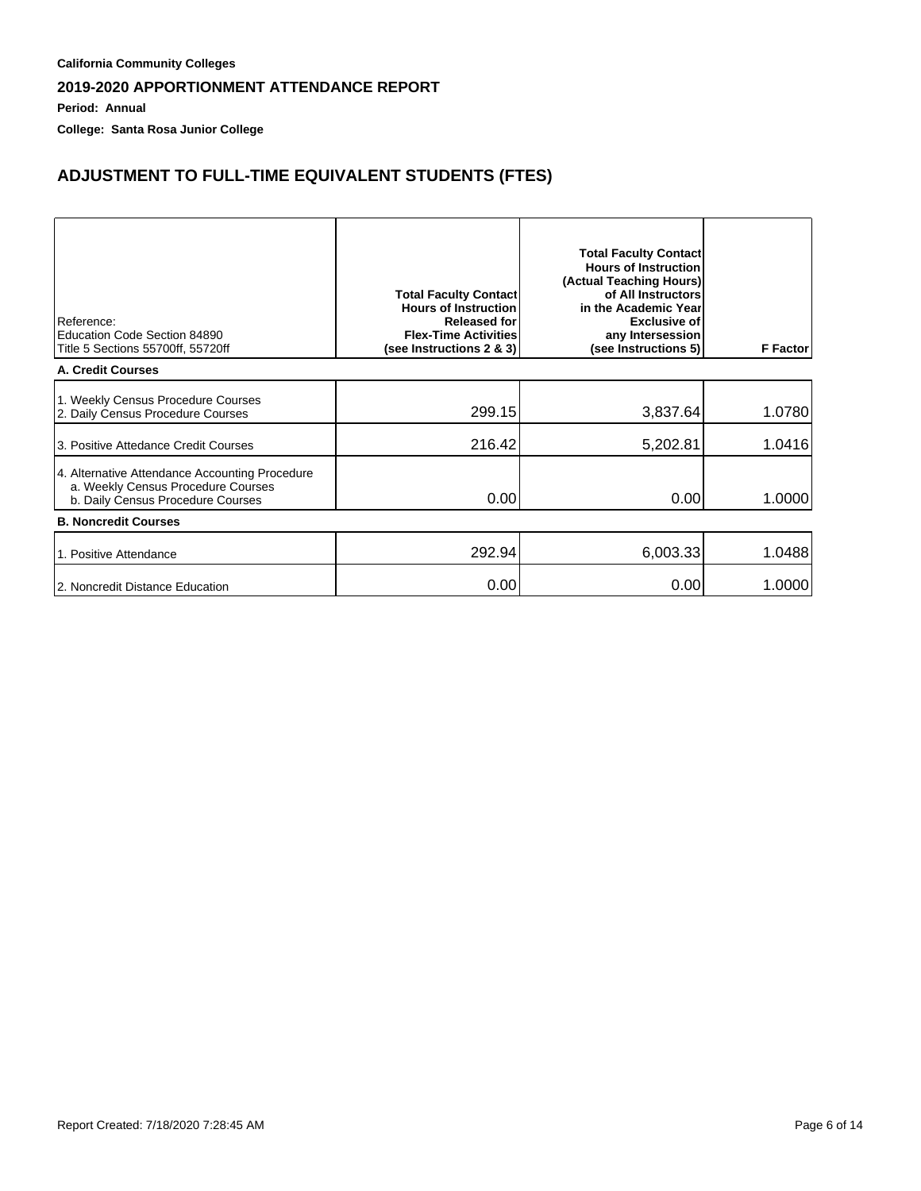**California Community Colleges**

**2019-2020 APPORTIONMENT ATTENDANCE REPORT**

**Period: Annual**

**College: Santa Rosa Junior College**

## ADJUSTMENT TO FULL-TIME EQUIVALENT STUDENTS (FTES)

| Reference:<br>Education Code Section 84890<br>Title 5 Sections 55700ff, 55720ff | Total Faculty Contact Hours of Instruction Released for Flex-Time Activities (see Instructions 2 & 3) | Total Faculty Contact Hours of Instruction (Actual Teaching Hours) of All Instructors in the Academic Year Exclusive of any Intersession (see Instructions 5) | F Factor |
|---|---|---|---|
| **A. Credit Courses** | | | |
| 1. Weekly Census Procedure Courses<br>2. Daily Census Procedure Courses | 299.15 | 3,837.64 | 1.0780 |
| 3. Positive Attedance Credit Courses | 216.42 | 5,202.81 | 1.0416 |
| 4. Alternative Attendance Accounting Procedure<br>a. Weekly Census Procedure Courses<br>b. Daily Census Procedure Courses | 0.00 | 0.00 | 1.0000 |
| **B. Noncredit Courses** | | | |
| 1. Positive Attendance | 292.94 | 6,003.33 | 1.0488 |
| 2. Noncredit Distance Education | 0.00 | 0.00 | 1.0000 |

Report Created: 7/18/2020 7:28:45 AM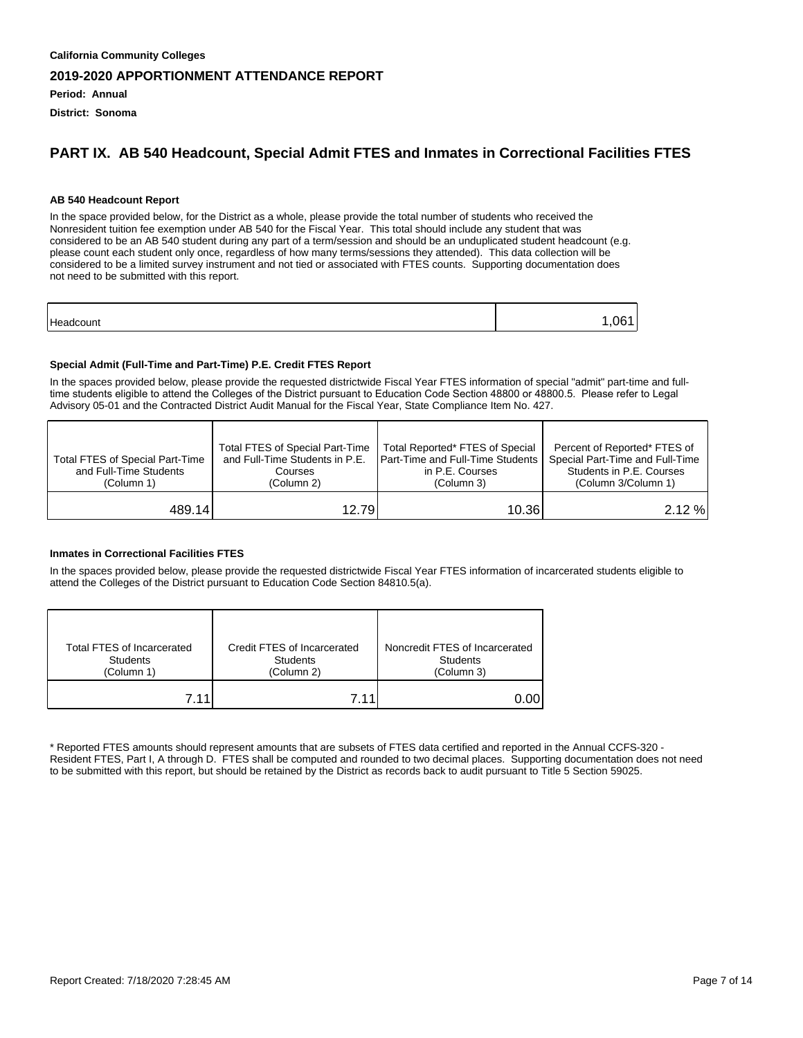**California Community Colleges**

**2019-2020 APPORTIONMENT ATTENDANCE REPORT**

**Period: Annual**

**District: Sonoma**

## PART IX. AB 540 Headcount, Special Admit FTES and Inmates in Correctional Facilities FTES

#### AB 540 Headcount Report

In the space provided below, for the District as a whole, please provide the total number of students who received the Nonresident tuition fee exemption under AB 540 for the Fiscal Year. This total should include any student that was considered to be an AB 540 student during any part of a term/session and should be an unduplicated student headcount (e.g. please count each student only once, regardless of how many terms/sessions they attended). This data collection will be considered to be a limited survey instrument and not tied or associated with FTES counts. Supporting documentation does not need to be submitted with this report.

| | |
|---|---|
| Headcount | 1,061 |

#### Special Admit (Full-Time and Part-Time) P.E. Credit FTES Report

In the spaces provided below, please provide the requested districtwide Fiscal Year FTES information of special "admit" part-time and full-time students eligible to attend the Colleges of the District pursuant to Education Code Section 48800 or 48800.5. Please refer to Legal Advisory 05-01 and the Contracted District Audit Manual for the Fiscal Year, State Compliance Item No. 427.

| Total FTES of Special Part-Time and Full-Time Students (Column 1) | Total FTES of Special Part-Time and Full-Time Students in P.E. Courses (Column 2) | Total Reported* FTES of Special Part-Time and Full-Time Students in P.E. Courses (Column 3) | Percent of Reported* FTES of Special Part-Time and Full-Time Students in P.E. Courses (Column 3/Column 1) |
|---|---|---|---|
| 489.14 | 12.79 | 10.36 | 2.12 % |

#### Inmates in Correctional Facilities FTES

In the spaces provided below, please provide the requested districtwide Fiscal Year FTES information of incarcerated students eligible to attend the Colleges of the District pursuant to Education Code Section 84810.5(a).

| Total FTES of Incarcerated Students (Column 1) | Credit FTES of Incarcerated Students (Column 2) | Noncredit FTES of Incarcerated Students (Column 3) |
|---|---|---|
| 7.11 | 7.11 | 0.00 |

* Reported FTES amounts should represent amounts that are subsets of FTES data certified and reported in the Annual CCFS-320 - Resident FTES, Part I, A through D. FTES shall be computed and rounded to two decimal places. Supporting documentation does not need to be submitted with this report, but should be retained by the District as records back to audit pursuant to Title 5 Section 59025.

Report Created: 7/18/2020 7:28:45 AM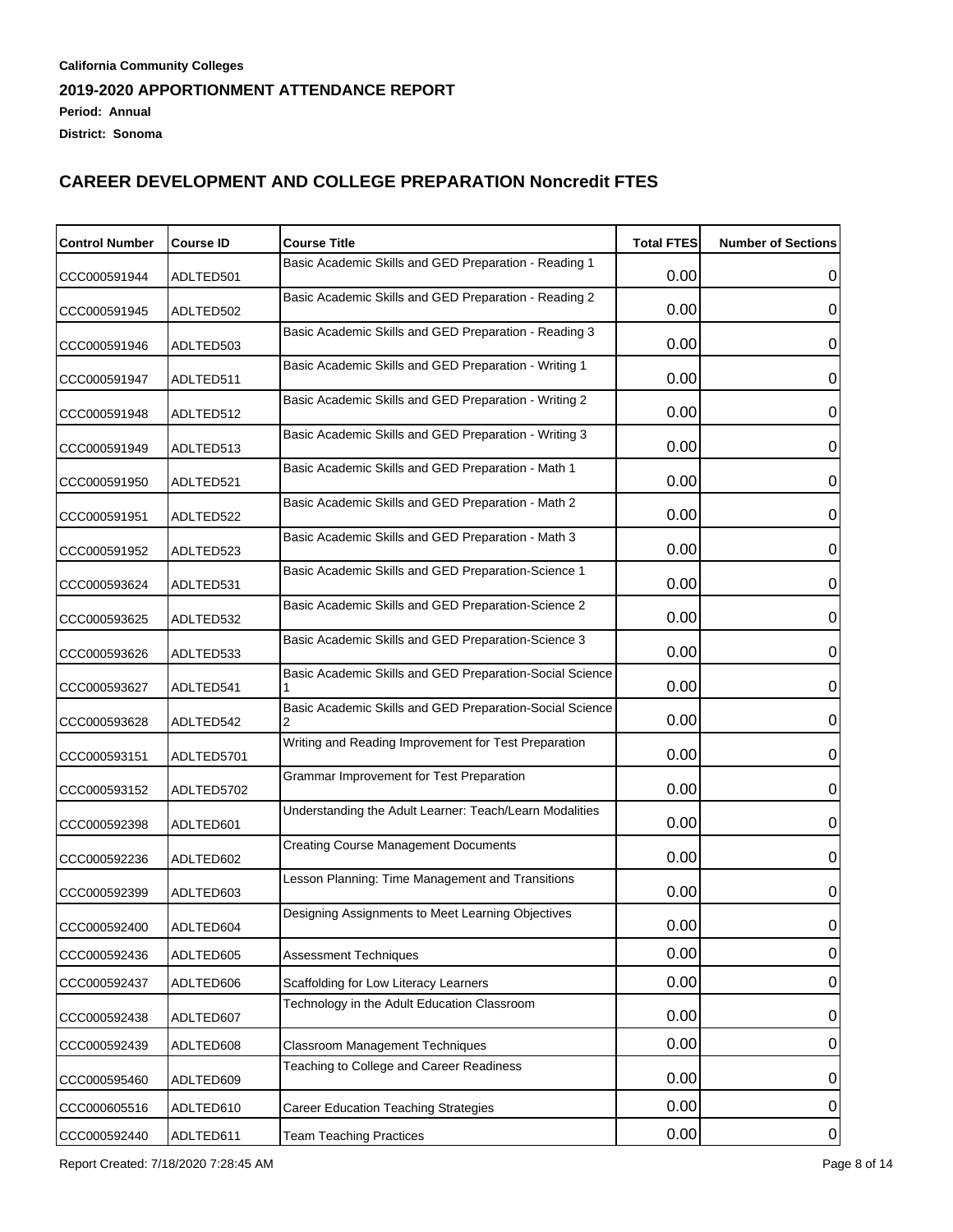**California Community Colleges**

**2019-2020 APPORTIONMENT ATTENDANCE REPORT**

**Period: Annual**

**District: Sonoma**

## CAREER DEVELOPMENT AND COLLEGE PREPARATION Noncredit FTES

| Control Number | Course ID | Course Title | Total FTES | Number of Sections |
|---|---|---|---|---|
| CCC000591944 | ADLTED501 | Basic Academic Skills and GED Preparation - Reading 1 | 0.00 | 0 |
| CCC000591945 | ADLTED502 | Basic Academic Skills and GED Preparation - Reading 2 | 0.00 | 0 |
| CCC000591946 | ADLTED503 | Basic Academic Skills and GED Preparation - Reading 3 | 0.00 | 0 |
| CCC000591947 | ADLTED511 | Basic Academic Skills and GED Preparation - Writing 1 | 0.00 | 0 |
| CCC000591948 | ADLTED512 | Basic Academic Skills and GED Preparation - Writing 2 | 0.00 | 0 |
| CCC000591949 | ADLTED513 | Basic Academic Skills and GED Preparation - Writing 3 | 0.00 | 0 |
| CCC000591950 | ADLTED521 | Basic Academic Skills and GED Preparation - Math 1 | 0.00 | 0 |
| CCC000591951 | ADLTED522 | Basic Academic Skills and GED Preparation - Math 2 | 0.00 | 0 |
| CCC000591952 | ADLTED523 | Basic Academic Skills and GED Preparation - Math 3 | 0.00 | 0 |
| CCC000593624 | ADLTED531 | Basic Academic Skills and GED Preparation-Science 1 | 0.00 | 0 |
| CCC000593625 | ADLTED532 | Basic Academic Skills and GED Preparation-Science 2 | 0.00 | 0 |
| CCC000593626 | ADLTED533 | Basic Academic Skills and GED Preparation-Science 3 | 0.00 | 0 |
| CCC000593627 | ADLTED541 | Basic Academic Skills and GED Preparation-Social Science 1 | 0.00 | 0 |
| CCC000593628 | ADLTED542 | Basic Academic Skills and GED Preparation-Social Science 2 | 0.00 | 0 |
| CCC000593151 | ADLTED5701 | Writing and Reading Improvement for Test Preparation | 0.00 | 0 |
| CCC000593152 | ADLTED5702 | Grammar Improvement for Test Preparation | 0.00 | 0 |
| CCC000592398 | ADLTED601 | Understanding the Adult Learner: Teach/Learn Modalities | 0.00 | 0 |
| CCC000592236 | ADLTED602 | Creating Course Management Documents | 0.00 | 0 |
| CCC000592399 | ADLTED603 | Lesson Planning: Time Management and Transitions | 0.00 | 0 |
| CCC000592400 | ADLTED604 | Designing Assignments to Meet Learning Objectives | 0.00 | 0 |
| CCC000592436 | ADLTED605 | Assessment Techniques | 0.00 | 0 |
| CCC000592437 | ADLTED606 | Scaffolding for Low Literacy Learners | 0.00 | 0 |
| CCC000592438 | ADLTED607 | Technology in the Adult Education Classroom | 0.00 | 0 |
| CCC000592439 | ADLTED608 | Classroom Management Techniques | 0.00 | 0 |
| CCC000595460 | ADLTED609 | Teaching to College and Career Readiness | 0.00 | 0 |
| CCC000605516 | ADLTED610 | Career Education Teaching Strategies | 0.00 | 0 |
| CCC000592440 | ADLTED611 | Team Teaching Practices | 0.00 | 0 |

Report Created: 7/18/2020 7:28:45 AM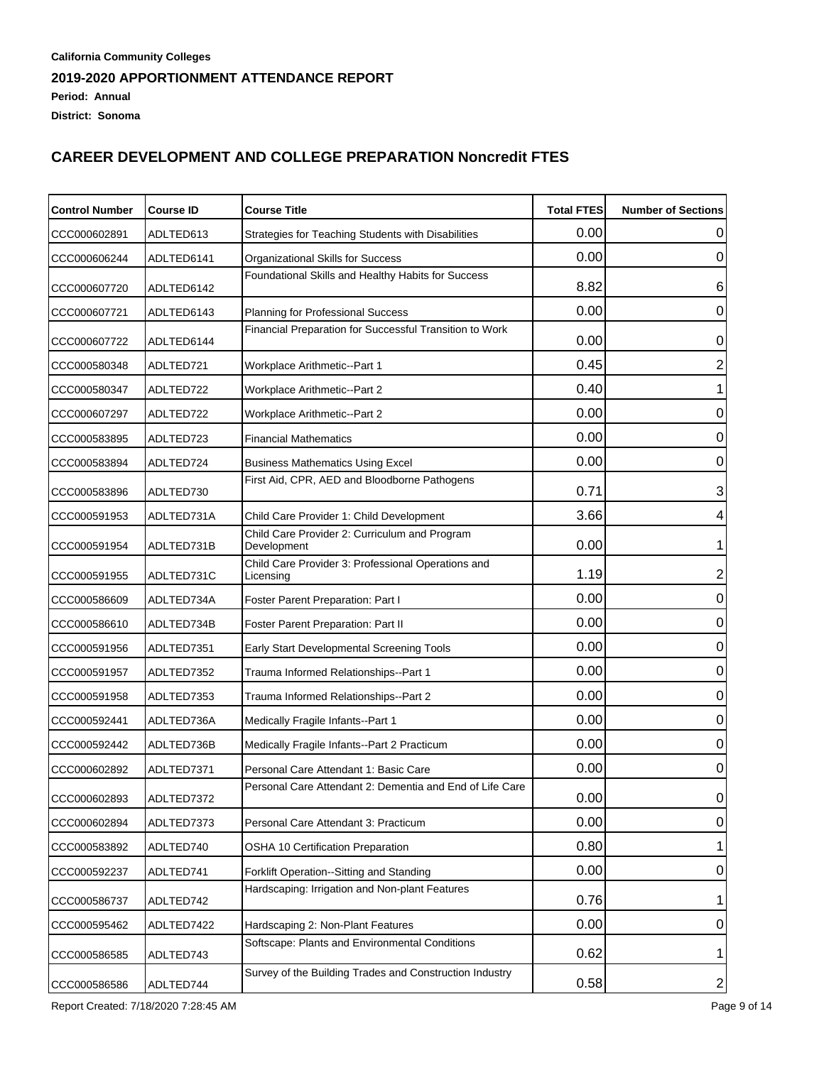**California Community Colleges**

**2019-2020 APPORTIONMENT ATTENDANCE REPORT**

**Period: Annual**

**District: Sonoma**

## CAREER DEVELOPMENT AND COLLEGE PREPARATION Noncredit FTES

| Control Number | Course ID | Course Title | Total FTES | Number of Sections |
|---|---|---|---|---|
| CCC000602891 | ADLTED613 | Strategies for Teaching Students with Disabilities | 0.00 | 0 |
| CCC000606244 | ADLTED6141 | Organizational Skills for Success | 0.00 | 0 |
| CCC000607720 | ADLTED6142 | Foundational Skills and Healthy Habits for Success | 8.82 | 6 |
| CCC000607721 | ADLTED6143 | Planning for Professional Success | 0.00 | 0 |
| CCC000607722 | ADLTED6144 | Financial Preparation for Successful Transition to Work | 0.00 | 0 |
| CCC000580348 | ADLTED721 | Workplace Arithmetic--Part 1 | 0.45 | 2 |
| CCC000580347 | ADLTED722 | Workplace Arithmetic--Part 2 | 0.40 | 1 |
| CCC000607297 | ADLTED722 | Workplace Arithmetic--Part 2 | 0.00 | 0 |
| CCC000583895 | ADLTED723 | Financial Mathematics | 0.00 | 0 |
| CCC000583894 | ADLTED724 | Business Mathematics Using Excel | 0.00 | 0 |
| CCC000583896 | ADLTED730 | First Aid, CPR, AED and Bloodborne Pathogens | 0.71 | 3 |
| CCC000591953 | ADLTED731A | Child Care Provider 1: Child Development | 3.66 | 4 |
| CCC000591954 | ADLTED731B | Child Care Provider 2: Curriculum and Program Development | 0.00 | 1 |
| CCC000591955 | ADLTED731C | Child Care Provider 3: Professional Operations and Licensing | 1.19 | 2 |
| CCC000586609 | ADLTED734A | Foster Parent Preparation: Part I | 0.00 | 0 |
| CCC000586610 | ADLTED734B | Foster Parent Preparation: Part II | 0.00 | 0 |
| CCC000591956 | ADLTED7351 | Early Start Developmental Screening Tools | 0.00 | 0 |
| CCC000591957 | ADLTED7352 | Trauma Informed Relationships--Part 1 | 0.00 | 0 |
| CCC000591958 | ADLTED7353 | Trauma Informed Relationships--Part 2 | 0.00 | 0 |
| CCC000592441 | ADLTED736A | Medically Fragile Infants--Part 1 | 0.00 | 0 |
| CCC000592442 | ADLTED736B | Medically Fragile Infants--Part 2 Practicum | 0.00 | 0 |
| CCC000602892 | ADLTED7371 | Personal Care Attendant 1: Basic Care | 0.00 | 0 |
| CCC000602893 | ADLTED7372 | Personal Care Attendant 2: Dementia and End of Life Care | 0.00 | 0 |
| CCC000602894 | ADLTED7373 | Personal Care Attendant 3: Practicum | 0.00 | 0 |
| CCC000583892 | ADLTED740 | OSHA 10 Certification Preparation | 0.80 | 1 |
| CCC000592237 | ADLTED741 | Forklift Operation--Sitting and Standing | 0.00 | 0 |
| CCC000586737 | ADLTED742 | Hardscaping: Irrigation and Non-plant Features | 0.76 | 1 |
| CCC000595462 | ADLTED7422 | Hardscaping 2: Non-Plant Features | 0.00 | 0 |
| CCC000586585 | ADLTED743 | Softscape: Plants and Environmental Conditions | 0.62 | 1 |
| CCC000586586 | ADLTED744 | Survey of the Building Trades and Construction Industry | 0.58 | 2 |

Report Created: 7/18/2020 7:28:45 AM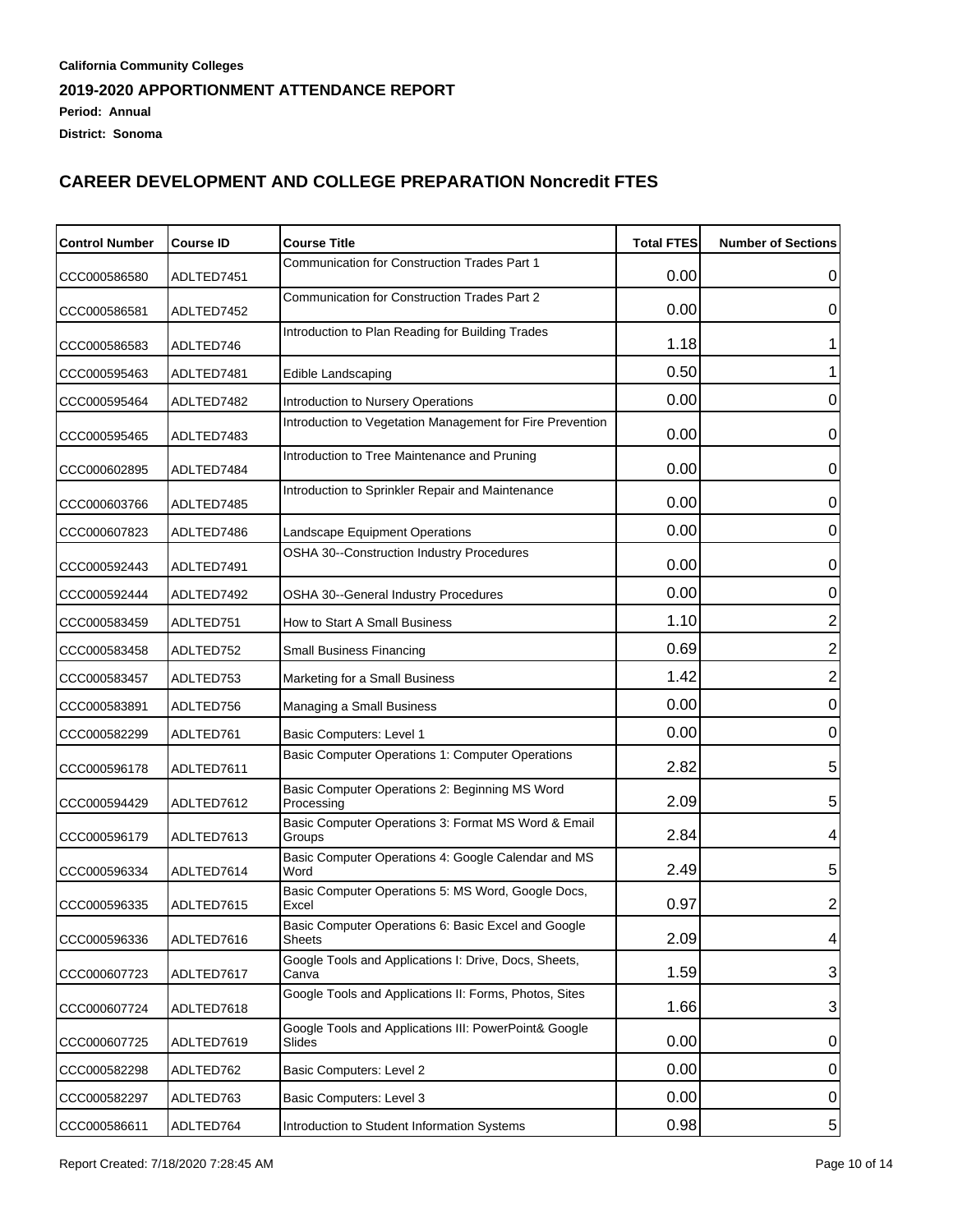**California Community Colleges**

**2019-2020 APPORTIONMENT ATTENDANCE REPORT**

**Period: Annual**

**District: Sonoma**

## CAREER DEVELOPMENT AND COLLEGE PREPARATION Noncredit FTES

| Control Number | Course ID | Course Title | Total FTES | Number of Sections |
|---|---|---|---|---|
| CCC000586580 | ADLTED7451 | Communication for Construction Trades Part 1 | 0.00 | 0 |
| CCC000586581 | ADLTED7452 | Communication for Construction Trades Part 2 | 0.00 | 0 |
| CCC000586583 | ADLTED746 | Introduction to Plan Reading for Building Trades | 1.18 | 1 |
| CCC000595463 | ADLTED7481 | Edible Landscaping | 0.50 | 1 |
| CCC000595464 | ADLTED7482 | Introduction to Nursery Operations | 0.00 | 0 |
| CCC000595465 | ADLTED7483 | Introduction to Vegetation Management for Fire Prevention | 0.00 | 0 |
| CCC000602895 | ADLTED7484 | Introduction to Tree Maintenance and Pruning | 0.00 | 0 |
| CCC000603766 | ADLTED7485 | Introduction to Sprinkler Repair and Maintenance | 0.00 | 0 |
| CCC000607823 | ADLTED7486 | Landscape Equipment Operations | 0.00 | 0 |
| CCC000592443 | ADLTED7491 | OSHA 30--Construction Industry Procedures | 0.00 | 0 |
| CCC000592444 | ADLTED7492 | OSHA 30--General Industry Procedures | 0.00 | 0 |
| CCC000583459 | ADLTED751 | How to Start A Small Business | 1.10 | 2 |
| CCC000583458 | ADLTED752 | Small Business Financing | 0.69 | 2 |
| CCC000583457 | ADLTED753 | Marketing for a Small Business | 1.42 | 2 |
| CCC000583891 | ADLTED756 | Managing a Small Business | 0.00 | 0 |
| CCC000582299 | ADLTED761 | Basic Computers: Level 1 | 0.00 | 0 |
| CCC000596178 | ADLTED7611 | Basic Computer Operations 1: Computer Operations | 2.82 | 5 |
| CCC000594429 | ADLTED7612 | Basic Computer Operations 2: Beginning MS Word Processing | 2.09 | 5 |
| CCC000596179 | ADLTED7613 | Basic Computer Operations 3: Format MS Word & Email Groups | 2.84 | 4 |
| CCC000596334 | ADLTED7614 | Basic Computer Operations 4: Google Calendar and MS Word | 2.49 | 5 |
| CCC000596335 | ADLTED7615 | Basic Computer Operations 5: MS Word, Google Docs, Excel | 0.97 | 2 |
| CCC000596336 | ADLTED7616 | Basic Computer Operations 6: Basic Excel and Google Sheets | 2.09 | 4 |
| CCC000607723 | ADLTED7617 | Google Tools and Applications I: Drive, Docs, Sheets, Canva | 1.59 | 3 |
| CCC000607724 | ADLTED7618 | Google Tools and Applications II: Forms, Photos, Sites | 1.66 | 3 |
| CCC000607725 | ADLTED7619 | Google Tools and Applications III: PowerPoint& Google Slides | 0.00 | 0 |
| CCC000582298 | ADLTED762 | Basic Computers: Level 2 | 0.00 | 0 |
| CCC000582297 | ADLTED763 | Basic Computers: Level 3 | 0.00 | 0 |
| CCC000586611 | ADLTED764 | Introduction to Student Information Systems | 0.98 | 5 |

Report Created: 7/18/2020 7:28:45 AM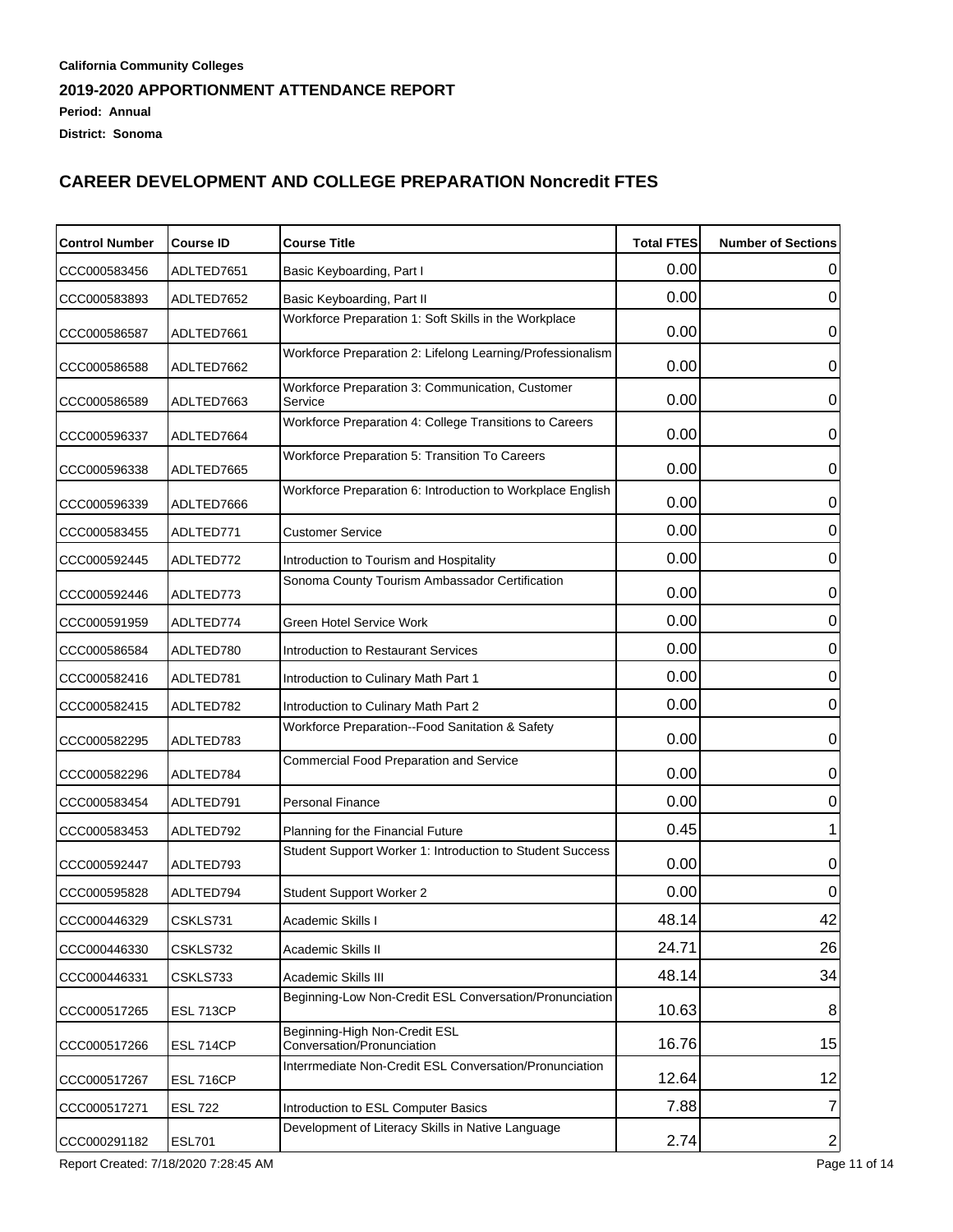**California Community Colleges**

**2019-2020 APPORTIONMENT ATTENDANCE REPORT**

**Period: Annual**

**District: Sonoma**

## CAREER DEVELOPMENT AND COLLEGE PREPARATION Noncredit FTES

| Control Number | Course ID | Course Title | Total FTES | Number of Sections |
|---|---|---|---|---|
| CCC000583456 | ADLTED7651 | Basic Keyboarding, Part I | 0.00 | 0 |
| CCC000583893 | ADLTED7652 | Basic Keyboarding, Part II | 0.00 | 0 |
| CCC000586587 | ADLTED7661 | Workforce Preparation 1: Soft Skills in the Workplace | 0.00 | 0 |
| CCC000586588 | ADLTED7662 | Workforce Preparation 2: Lifelong Learning/Professionalism | 0.00 | 0 |
| CCC000586589 | ADLTED7663 | Workforce Preparation 3: Communication, Customer Service | 0.00 | 0 |
| CCC000596337 | ADLTED7664 | Workforce Preparation 4: College Transitions to Careers | 0.00 | 0 |
| CCC000596338 | ADLTED7665 | Workforce Preparation 5: Transition To Careers | 0.00 | 0 |
| CCC000596339 | ADLTED7666 | Workforce Preparation 6: Introduction to Workplace English | 0.00 | 0 |
| CCC000583455 | ADLTED771 | Customer Service | 0.00 | 0 |
| CCC000592445 | ADLTED772 | Introduction to Tourism and Hospitality | 0.00 | 0 |
| CCC000592446 | ADLTED773 | Sonoma County Tourism Ambassador Certification | 0.00 | 0 |
| CCC000591959 | ADLTED774 | Green Hotel Service Work | 0.00 | 0 |
| CCC000586584 | ADLTED780 | Introduction to Restaurant Services | 0.00 | 0 |
| CCC000582416 | ADLTED781 | Introduction to Culinary Math Part 1 | 0.00 | 0 |
| CCC000582415 | ADLTED782 | Introduction to Culinary Math Part 2 | 0.00 | 0 |
| CCC000582295 | ADLTED783 | Workforce Preparation--Food Sanitation & Safety | 0.00 | 0 |
| CCC000582296 | ADLTED784 | Commercial Food Preparation and Service | 0.00 | 0 |
| CCC000583454 | ADLTED791 | Personal Finance | 0.00 | 0 |
| CCC000583453 | ADLTED792 | Planning for the Financial Future | 0.45 | 1 |
| CCC000592447 | ADLTED793 | Student Support Worker 1: Introduction to Student Success | 0.00 | 0 |
| CCC000595828 | ADLTED794 | Student Support Worker 2 | 0.00 | 0 |
| CCC000446329 | CSKLS731 | Academic Skills I | 48.14 | 42 |
| CCC000446330 | CSKLS732 | Academic Skills II | 24.71 | 26 |
| CCC000446331 | CSKLS733 | Academic Skills III | 48.14 | 34 |
| CCC000517265 | ESL 713CP | Beginning-Low Non-Credit ESL Conversation/Pronunciation | 10.63 | 8 |
| CCC000517266 | ESL 714CP | Beginning-High Non-Credit ESL Conversation/Pronunciation | 16.76 | 15 |
| CCC000517267 | ESL 716CP | Interrmediate Non-Credit ESL Conversation/Pronunciation | 12.64 | 12 |
| CCC000517271 | ESL 722 | Introduction to ESL Computer Basics | 7.88 | 7 |
| CCC000291182 | ESL701 | Development of Literacy Skills in Native Language | 2.74 | 2 |

Report Created: 7/18/2020 7:28:45 AM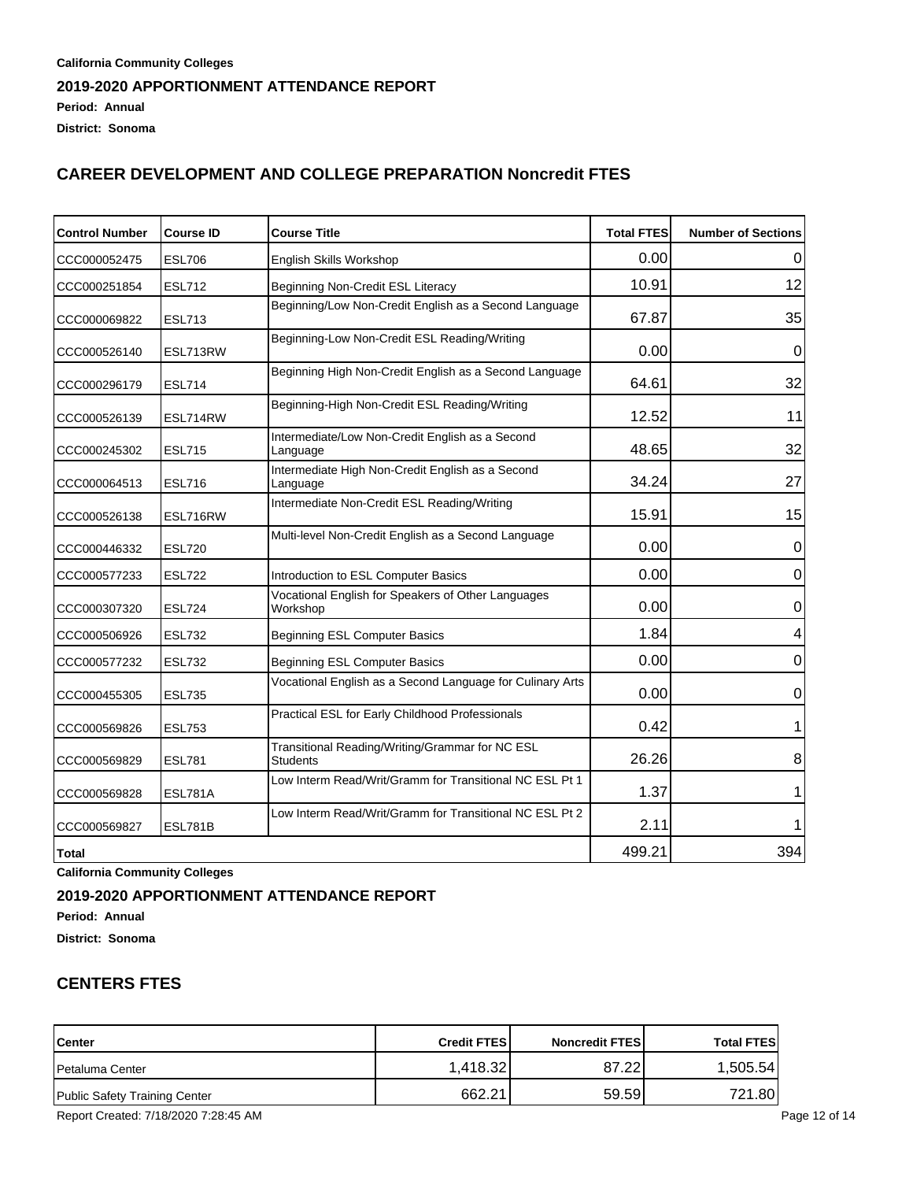**California Community Colleges**

**2019-2020 APPORTIONMENT ATTENDANCE REPORT**

**Period: Annual**

**District: Sonoma**

## CAREER DEVELOPMENT AND COLLEGE PREPARATION Noncredit FTES

| Control Number | Course ID | Course Title | Total FTES | Number of Sections |
|---|---|---|---|---|
| CCC000052475 | ESL706 | English Skills Workshop | 0.00 | 0 |
| CCC000251854 | ESL712 | Beginning Non-Credit ESL Literacy | 10.91 | 12 |
| CCC000069822 | ESL713 | Beginning/Low Non-Credit English as a Second Language | 67.87 | 35 |
| CCC000526140 | ESL713RW | Beginning-Low Non-Credit ESL Reading/Writing | 0.00 | 0 |
| CCC000296179 | ESL714 | Beginning High Non-Credit English as a Second Language | 64.61 | 32 |
| CCC000526139 | ESL714RW | Beginning-High Non-Credit ESL Reading/Writing | 12.52 | 11 |
| CCC000245302 | ESL715 | Intermediate/Low Non-Credit English as a Second Language | 48.65 | 32 |
| CCC000064513 | ESL716 | Intermediate High Non-Credit English as a Second Language | 34.24 | 27 |
| CCC000526138 | ESL716RW | Intermediate Non-Credit ESL Reading/Writing | 15.91 | 15 |
| CCC000446332 | ESL720 | Multi-level Non-Credit English as a Second Language | 0.00 | 0 |
| CCC000577233 | ESL722 | Introduction to ESL Computer Basics | 0.00 | 0 |
| CCC000307320 | ESL724 | Vocational English for Speakers of Other Languages Workshop | 0.00 | 0 |
| CCC000506926 | ESL732 | Beginning ESL Computer Basics | 1.84 | 4 |
| CCC000577232 | ESL732 | Beginning ESL Computer Basics | 0.00 | 0 |
| CCC000455305 | ESL735 | Vocational English as a Second Language for Culinary Arts | 0.00 | 0 |
| CCC000569826 | ESL753 | Practical ESL for Early Childhood Professionals | 0.42 | 1 |
| CCC000569829 | ESL781 | Transitional Reading/Writing/Grammar for NC ESL Students | 26.26 | 8 |
| CCC000569828 | ESL781A | Low Interm Read/Writ/Gramm for Transitional NC ESL Pt 1 | 1.37 | 1 |
| CCC000569827 | ESL781B | Low Interm Read/Writ/Gramm for Transitional NC ESL Pt 2 | 2.11 | 1 |
| **Total** | | | 499.21 | 394 |

**California Community Colleges**

**2019-2020 APPORTIONMENT ATTENDANCE REPORT**

**Period: Annual**

**District: Sonoma**

## CENTERS FTES

| Center | Credit FTES | Noncredit FTES | Total FTES |
|---|---|---|---|
| Petaluma Center | 1,418.32 | 87.22 | 1,505.54 |
| Public Safety Training Center | 662.21 | 59.59 | 721.80 |

Report Created: 7/18/2020 7:28:45 AM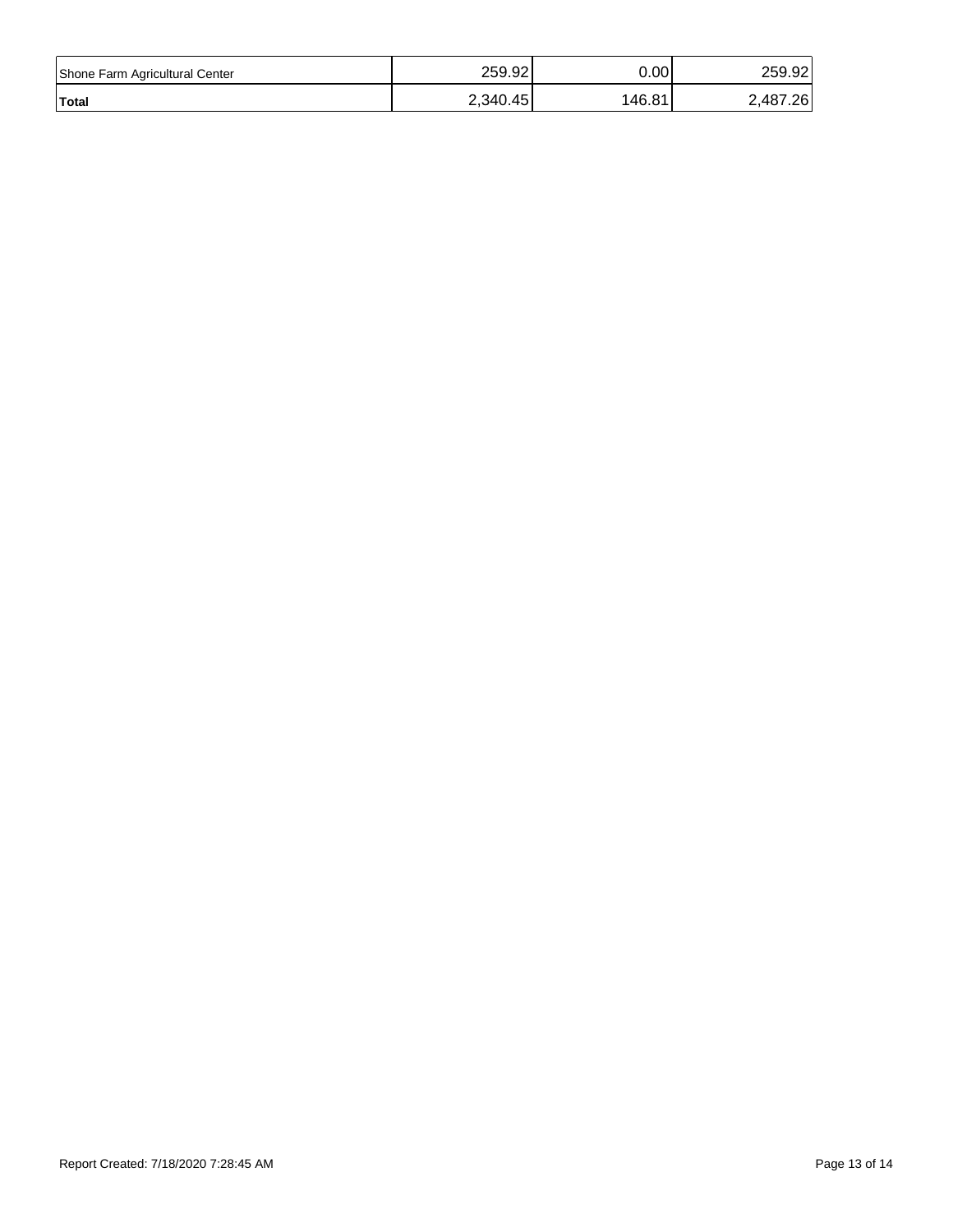| | | | |
|---|---|---|---|
| Shone Farm Agricultural Center | 259.92 | 0.00 | 259.92 |
| **Total** | 2,340.45 | 146.81 | 2,487.26 |

Report Created: 7/18/2020 7:28:45 AM